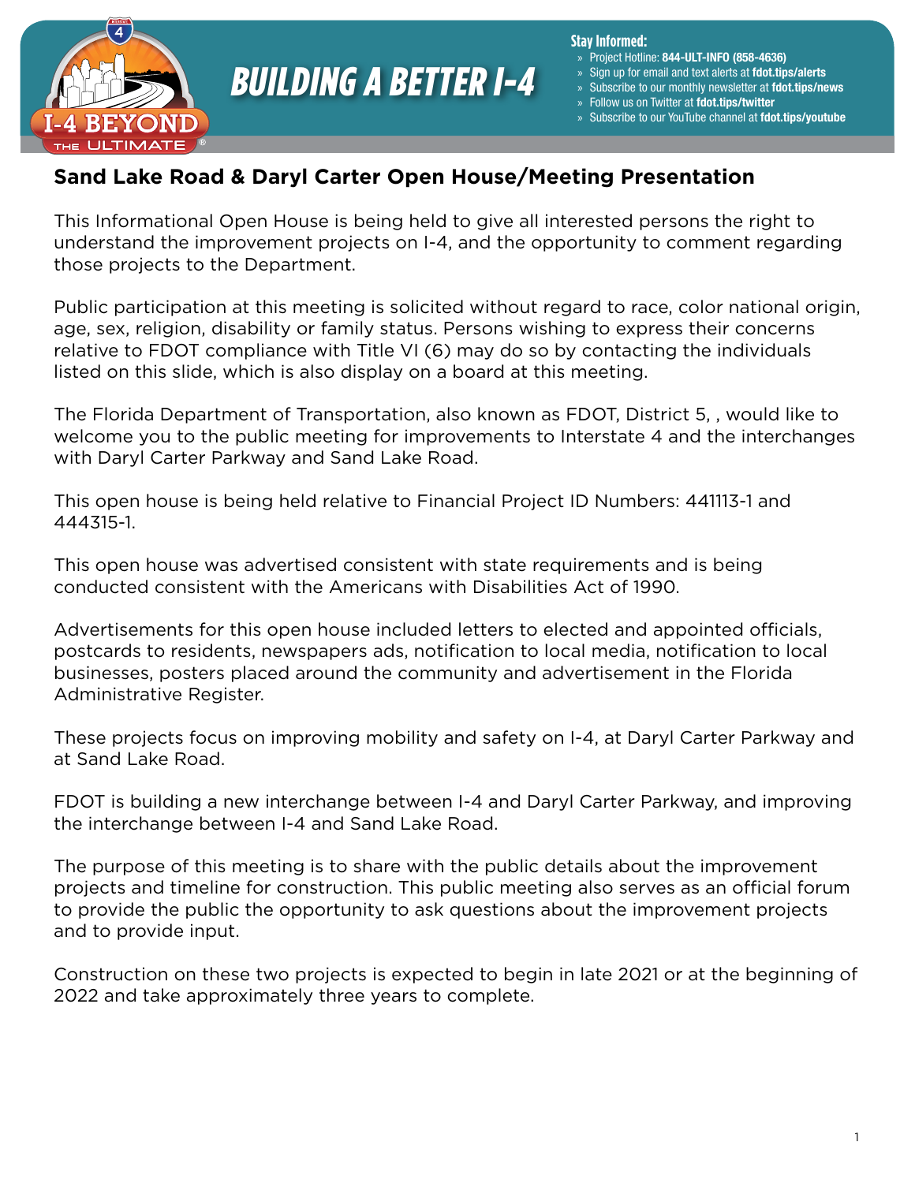# BUILDING A BETTER I-4

**Stay Informed:**
- Project Hotline: **844-ULT-INFO (858-4636)**
- Sign up for email and text alerts at **fdot.tips/alerts**
- Subscribe to our monthly newsletter at **fdot.tips/news**
- Follow us on Twitter at **fdot.tips/twitter**
- Subscribe to our YouTube channel at **fdot.tips/youtube**

## Sand Lake Road & Daryl Carter Open House/Meeting Presentation

This Informational Open House is being held to give all interested persons the right to understand the improvement projects on I-4, and the opportunity to comment regarding those projects to the Department.

Public participation at this meeting is solicited without regard to race, color national origin, age, sex, religion, disability or family status. Persons wishing to express their concerns relative to FDOT compliance with Title VI (6) may do so by contacting the individuals listed on this slide, which is also display on a board at this meeting.

The Florida Department of Transportation, also known as FDOT, District 5, , would like to welcome you to the public meeting for improvements to Interstate 4 and the interchanges with Daryl Carter Parkway and Sand Lake Road.

This open house is being held relative to Financial Project ID Numbers: 441113-1 and 444315-1.

This open house was advertised consistent with state requirements and is being conducted consistent with the Americans with Disabilities Act of 1990.

Advertisements for this open house included letters to elected and appointed officials, postcards to residents, newspapers ads, notification to local media, notification to local businesses, posters placed around the community and advertisement in the Florida Administrative Register.

These projects focus on improving mobility and safety on I-4, at Daryl Carter Parkway and at Sand Lake Road.

FDOT is building a new interchange between I-4 and Daryl Carter Parkway, and improving the interchange between I-4 and Sand Lake Road.

The purpose of this meeting is to share with the public details about the improvement projects and timeline for construction. This public meeting also serves as an official forum to provide the public the opportunity to ask questions about the improvement projects and to provide input.

Construction on these two projects is expected to begin in late 2021 or at the beginning of 2022 and take approximately three years to complete.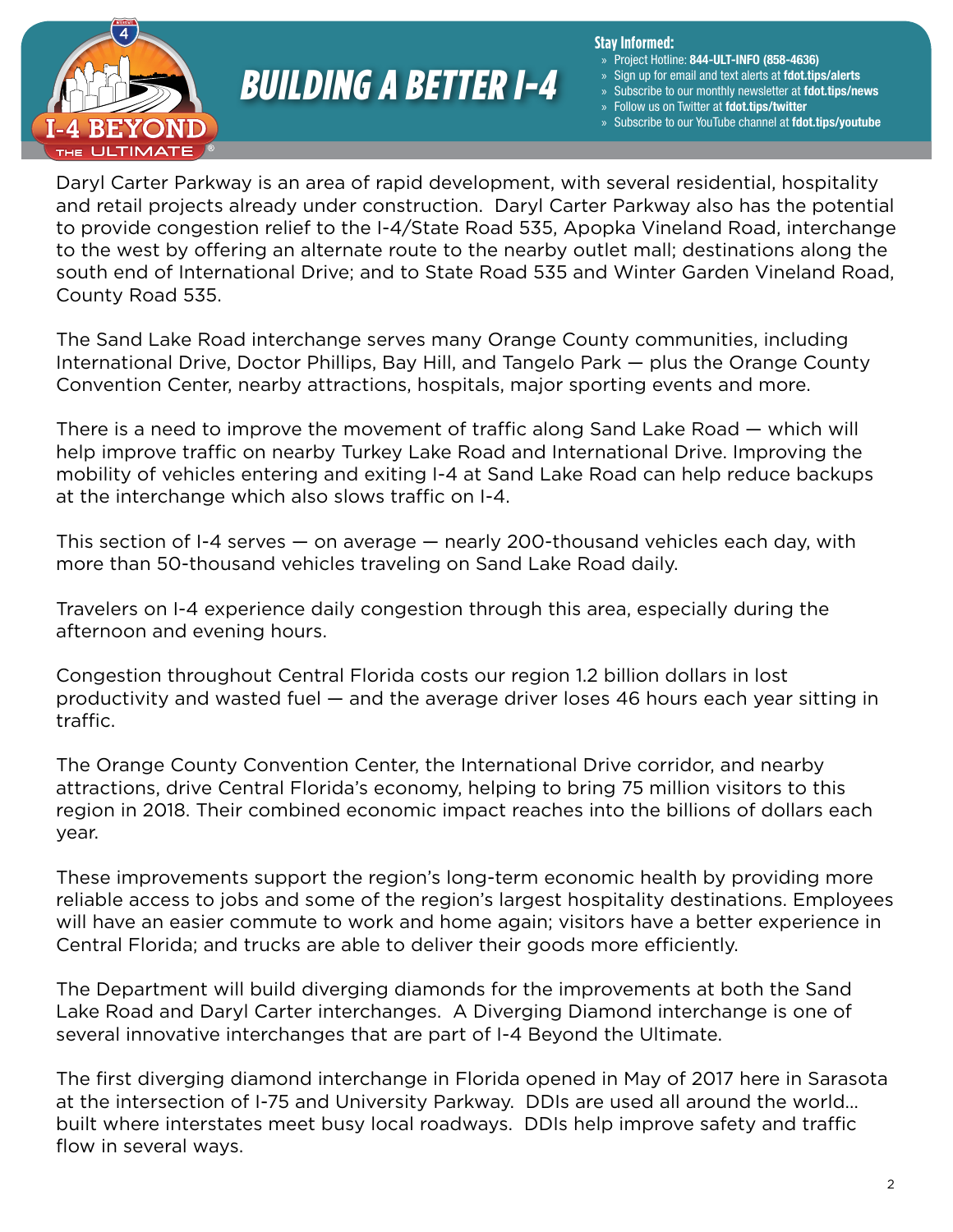Daryl Carter Parkway is an area of rapid development, with several residential, hospitality and retail projects already under construction. Daryl Carter Parkway also has the potential to provide congestion relief to the I-4/State Road 535, Apopka Vineland Road, interchange to the west by offering an alternate route to the nearby outlet mall; destinations along the south end of International Drive; and to State Road 535 and Winter Garden Vineland Road, County Road 535.

The Sand Lake Road interchange serves many Orange County communities, including International Drive, Doctor Phillips, Bay Hill, and Tangelo Park — plus the Orange County Convention Center, nearby attractions, hospitals, major sporting events and more.

There is a need to improve the movement of traffic along Sand Lake Road — which will help improve traffic on nearby Turkey Lake Road and International Drive. Improving the mobility of vehicles entering and exiting I-4 at Sand Lake Road can help reduce backups at the interchange which also slows traffic on I-4.

This section of I-4 serves — on average — nearly 200-thousand vehicles each day, with more than 50-thousand vehicles traveling on Sand Lake Road daily.

Travelers on I-4 experience daily congestion through this area, especially during the afternoon and evening hours.

Congestion throughout Central Florida costs our region 1.2 billion dollars in lost productivity and wasted fuel — and the average driver loses 46 hours each year sitting in traffic.

The Orange County Convention Center, the International Drive corridor, and nearby attractions, drive Central Florida's economy, helping to bring 75 million visitors to this region in 2018. Their combined economic impact reaches into the billions of dollars each year.

These improvements support the region's long-term economic health by providing more reliable access to jobs and some of the region's largest hospitality destinations. Employees will have an easier commute to work and home again; visitors have a better experience in Central Florida; and trucks are able to deliver their goods more efficiently.

The Department will build diverging diamonds for the improvements at both the Sand Lake Road and Daryl Carter interchanges. A Diverging Diamond interchange is one of several innovative interchanges that are part of I-4 Beyond the Ultimate.

The first diverging diamond interchange in Florida opened in May of 2017 here in Sarasota at the intersection of I-75 and University Parkway. DDIs are used all around the world… built where interstates meet busy local roadways. DDIs help improve safety and traffic flow in several ways.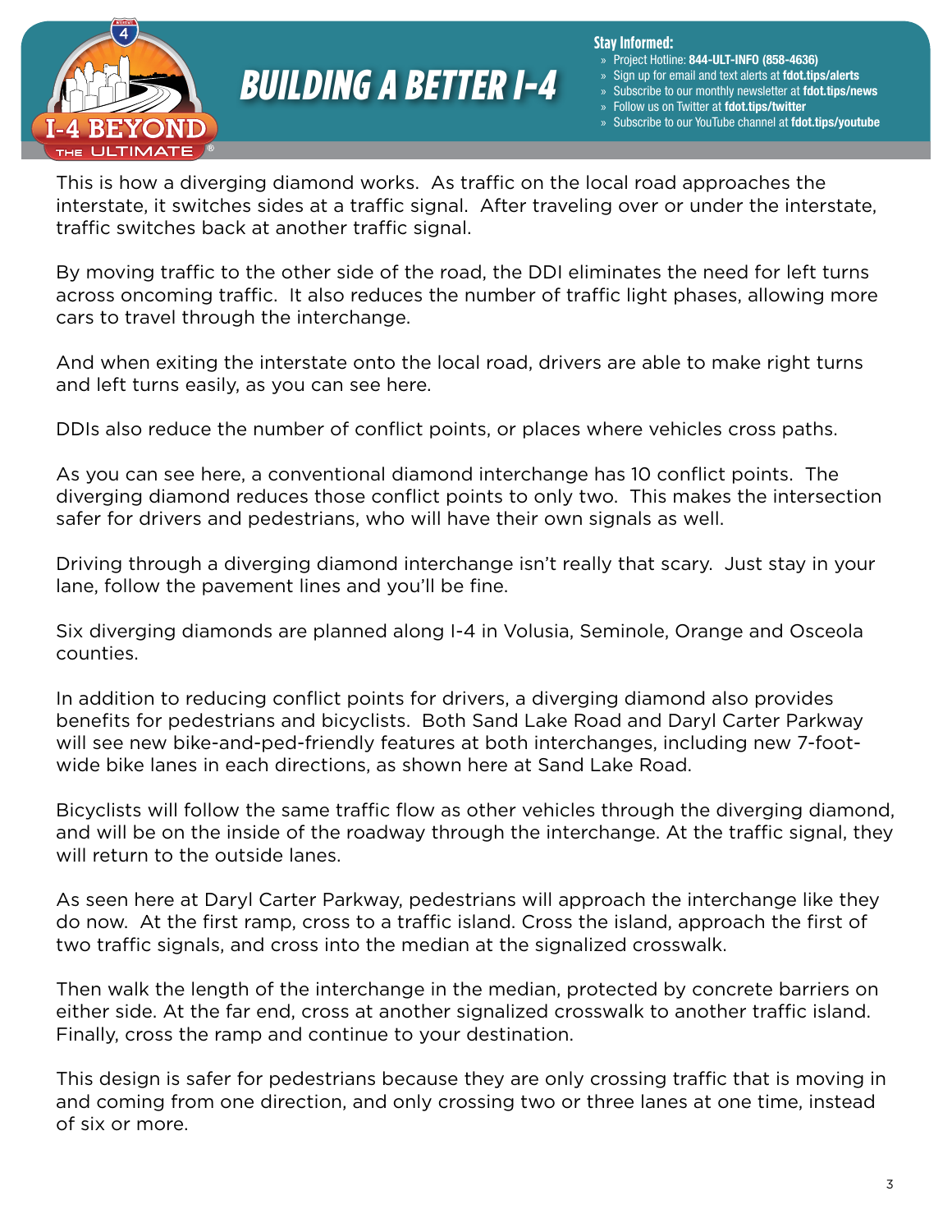This is how a diverging diamond works. As traffic on the local road approaches the interstate, it switches sides at a traffic signal. After traveling over or under the interstate, traffic switches back at another traffic signal.

By moving traffic to the other side of the road, the DDI eliminates the need for left turns across oncoming traffic. It also reduces the number of traffic light phases, allowing more cars to travel through the interchange.

And when exiting the interstate onto the local road, drivers are able to make right turns and left turns easily, as you can see here.

DDIs also reduce the number of conflict points, or places where vehicles cross paths.

As you can see here, a conventional diamond interchange has 10 conflict points. The diverging diamond reduces those conflict points to only two. This makes the intersection safer for drivers and pedestrians, who will have their own signals as well.

Driving through a diverging diamond interchange isn't really that scary. Just stay in your lane, follow the pavement lines and you'll be fine.

Six diverging diamonds are planned along I-4 in Volusia, Seminole, Orange and Osceola counties.

In addition to reducing conflict points for drivers, a diverging diamond also provides benefits for pedestrians and bicyclists. Both Sand Lake Road and Daryl Carter Parkway will see new bike-and-ped-friendly features at both interchanges, including new 7-foot-wide bike lanes in each directions, as shown here at Sand Lake Road.

Bicyclists will follow the same traffic flow as other vehicles through the diverging diamond, and will be on the inside of the roadway through the interchange. At the traffic signal, they will return to the outside lanes.

As seen here at Daryl Carter Parkway, pedestrians will approach the interchange like they do now. At the first ramp, cross to a traffic island. Cross the island, approach the first of two traffic signals, and cross into the median at the signalized crosswalk.

Then walk the length of the interchange in the median, protected by concrete barriers on either side. At the far end, cross at another signalized crosswalk to another traffic island. Finally, cross the ramp and continue to your destination.

This design is safer for pedestrians because they are only crossing traffic that is moving in and coming from one direction, and only crossing two or three lanes at one time, instead of six or more.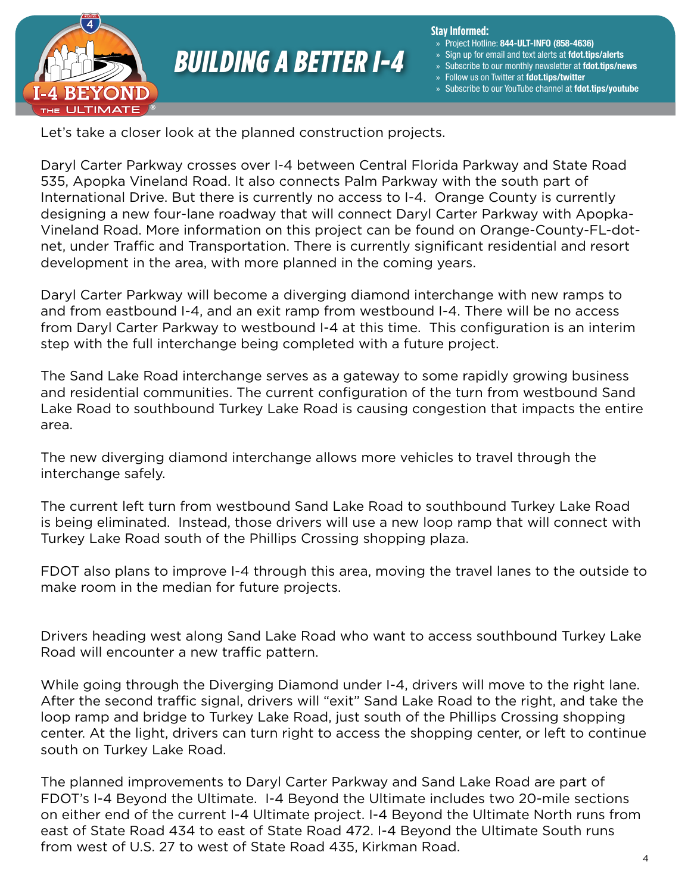Let's take a closer look at the planned construction projects.

Daryl Carter Parkway crosses over I-4 between Central Florida Parkway and State Road 535, Apopka Vineland Road. It also connects Palm Parkway with the south part of International Drive. But there is currently no access to I-4. Orange County is currently designing a new four-lane roadway that will connect Daryl Carter Parkway with Apopka-Vineland Road. More information on this project can be found on Orange-County-FL-dot-net, under Traffic and Transportation. There is currently significant residential and resort development in the area, with more planned in the coming years.

Daryl Carter Parkway will become a diverging diamond interchange with new ramps to and from eastbound I-4, and an exit ramp from westbound I-4. There will be no access from Daryl Carter Parkway to westbound I-4 at this time. This configuration is an interim step with the full interchange being completed with a future project.

The Sand Lake Road interchange serves as a gateway to some rapidly growing business and residential communities. The current configuration of the turn from westbound Sand Lake Road to southbound Turkey Lake Road is causing congestion that impacts the entire area.

The new diverging diamond interchange allows more vehicles to travel through the interchange safely.

The current left turn from westbound Sand Lake Road to southbound Turkey Lake Road is being eliminated. Instead, those drivers will use a new loop ramp that will connect with Turkey Lake Road south of the Phillips Crossing shopping plaza.

FDOT also plans to improve I-4 through this area, moving the travel lanes to the outside to make room in the median for future projects.

Drivers heading west along Sand Lake Road who want to access southbound Turkey Lake Road will encounter a new traffic pattern.

While going through the Diverging Diamond under I-4, drivers will move to the right lane. After the second traffic signal, drivers will "exit" Sand Lake Road to the right, and take the loop ramp and bridge to Turkey Lake Road, just south of the Phillips Crossing shopping center. At the light, drivers can turn right to access the shopping center, or left to continue south on Turkey Lake Road.

The planned improvements to Daryl Carter Parkway and Sand Lake Road are part of FDOT's I-4 Beyond the Ultimate. I-4 Beyond the Ultimate includes two 20-mile sections on either end of the current I-4 Ultimate project. I-4 Beyond the Ultimate North runs from east of State Road 434 to east of State Road 472. I-4 Beyond the Ultimate South runs from west of U.S. 27 to west of State Road 435, Kirkman Road.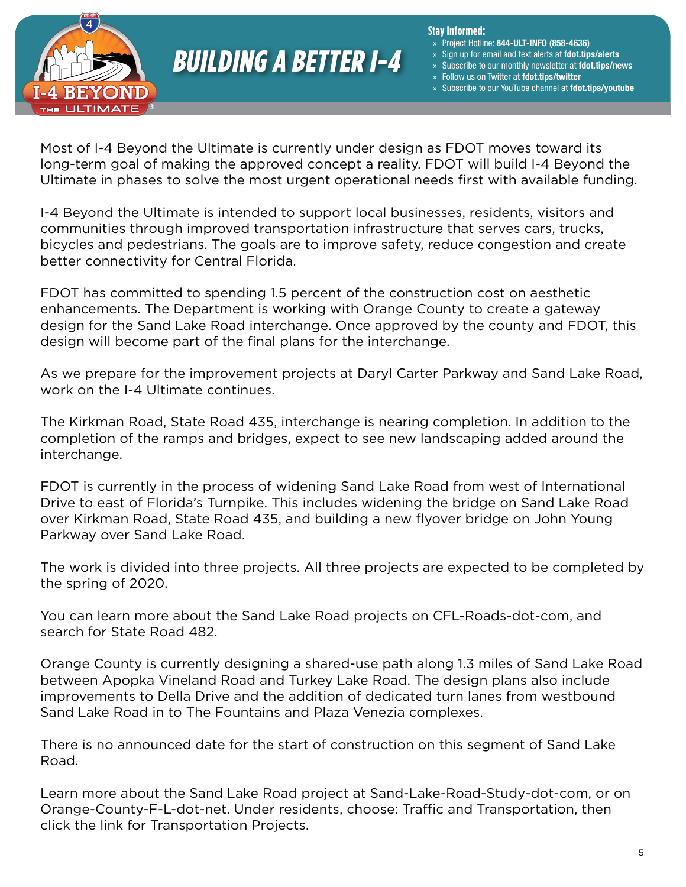# BUILDING A BETTER I-4

**Stay Informed:**

- Project Hotline: **844-ULT-INFO (858-4636)**
- Sign up for email and text alerts at **fdot.tips/alerts**
- Subscribe to our monthly newsletter at **fdot.tips/news**
- Follow us on Twitter at **fdot.tips/twitter**
- Subscribe to our YouTube channel at **fdot.tips/youtube**

Most of I-4 Beyond the Ultimate is currently under design as FDOT moves toward its long-term goal of making the approved concept a reality. FDOT will build I-4 Beyond the Ultimate in phases to solve the most urgent operational needs first with available funding.

I-4 Beyond the Ultimate is intended to support local businesses, residents, visitors and communities through improved transportation infrastructure that serves cars, trucks, bicycles and pedestrians. The goals are to improve safety, reduce congestion and create better connectivity for Central Florida.

FDOT has committed to spending 1.5 percent of the construction cost on aesthetic enhancements. The Department is working with Orange County to create a gateway design for the Sand Lake Road interchange. Once approved by the county and FDOT, this design will become part of the final plans for the interchange.

As we prepare for the improvement projects at Daryl Carter Parkway and Sand Lake Road, work on the I-4 Ultimate continues.

The Kirkman Road, State Road 435, interchange is nearing completion. In addition to the completion of the ramps and bridges, expect to see new landscaping added around the interchange.

FDOT is currently in the process of widening Sand Lake Road from west of International Drive to east of Florida's Turnpike. This includes widening the bridge on Sand Lake Road over Kirkman Road, State Road 435, and building a new flyover bridge on John Young Parkway over Sand Lake Road.

The work is divided into three projects. All three projects are expected to be completed by the spring of 2020.

You can learn more about the Sand Lake Road projects on CFL-Roads-dot-com, and search for State Road 482.

Orange County is currently designing a shared-use path along 1.3 miles of Sand Lake Road between Apopka Vineland Road and Turkey Lake Road. The design plans also include improvements to Della Drive and the addition of dedicated turn lanes from westbound Sand Lake Road in to The Fountains and Plaza Venezia complexes.

There is no announced date for the start of construction on this segment of Sand Lake Road.

Learn more about the Sand Lake Road project at Sand-Lake-Road-Study-dot-com, or on Orange-County-F-L-dot-net. Under residents, choose: Traffic and Transportation, then click the link for Transportation Projects.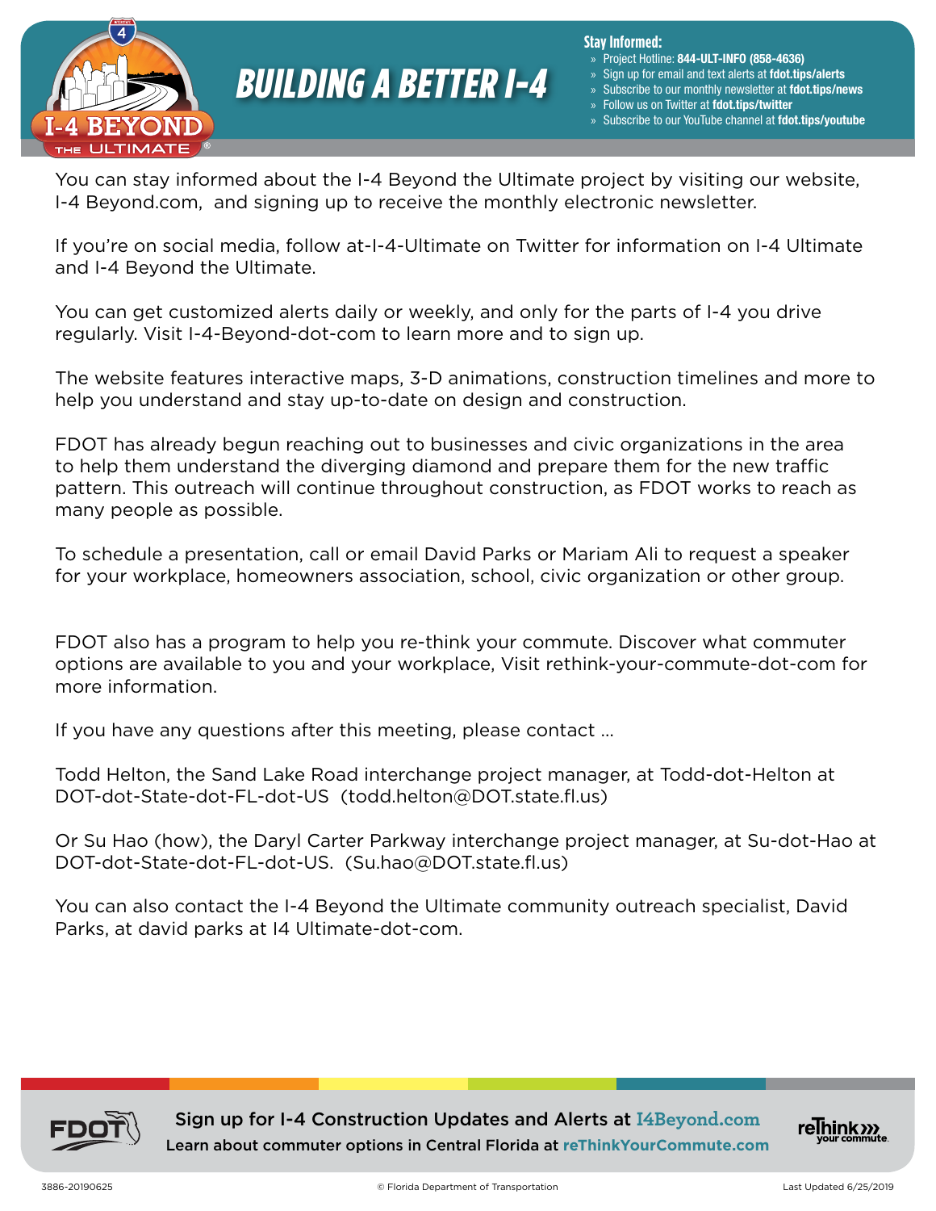# BUILDING A BETTER I-4

**Stay Informed:**

- Project Hotline: **844-ULT-INFO (858-4636)**
- Sign up for email and text alerts at **fdot.tips/alerts**
- Subscribe to our monthly newsletter at **fdot.tips/news**
- Follow us on Twitter at **fdot.tips/twitter**
- Subscribe to our YouTube channel at **fdot.tips/youtube**

You can stay informed about the I-4 Beyond the Ultimate project by visiting our website, I-4 Beyond.com, and signing up to receive the monthly electronic newsletter.

If you're on social media, follow at-I-4-Ultimate on Twitter for information on I-4 Ultimate and I-4 Beyond the Ultimate.

You can get customized alerts daily or weekly, and only for the parts of I-4 you drive regularly. Visit I-4-Beyond-dot-com to learn more and to sign up.

The website features interactive maps, 3-D animations, construction timelines and more to help you understand and stay up-to-date on design and construction.

FDOT has already begun reaching out to businesses and civic organizations in the area to help them understand the diverging diamond and prepare them for the new traffic pattern. This outreach will continue throughout construction, as FDOT works to reach as many people as possible.

To schedule a presentation, call or email David Parks or Mariam Ali to request a speaker for your workplace, homeowners association, school, civic organization or other group.

FDOT also has a program to help you re-think your commute. Discover what commuter options are available to you and your workplace, Visit rethink-your-commute-dot-com for more information.

If you have any questions after this meeting, please contact …

Todd Helton, the Sand Lake Road interchange project manager, at Todd-dot-Helton at DOT-dot-State-dot-FL-dot-US (todd.helton@DOT.state.fl.us)

Or Su Hao (how), the Daryl Carter Parkway interchange project manager, at Su-dot-Hao at DOT-dot-State-dot-FL-dot-US. (Su.hao@DOT.state.fl.us)

You can also contact the I-4 Beyond the Ultimate community outreach specialist, David Parks, at david parks at I4 Ultimate-dot-com.

Sign up for I-4 Construction Updates and Alerts at **I4Beyond.com**
Learn about commuter options in Central Florida at **reThinkYourCommute.com**

3886-20190625 © Florida Department of Transportation Last Updated 6/25/2019